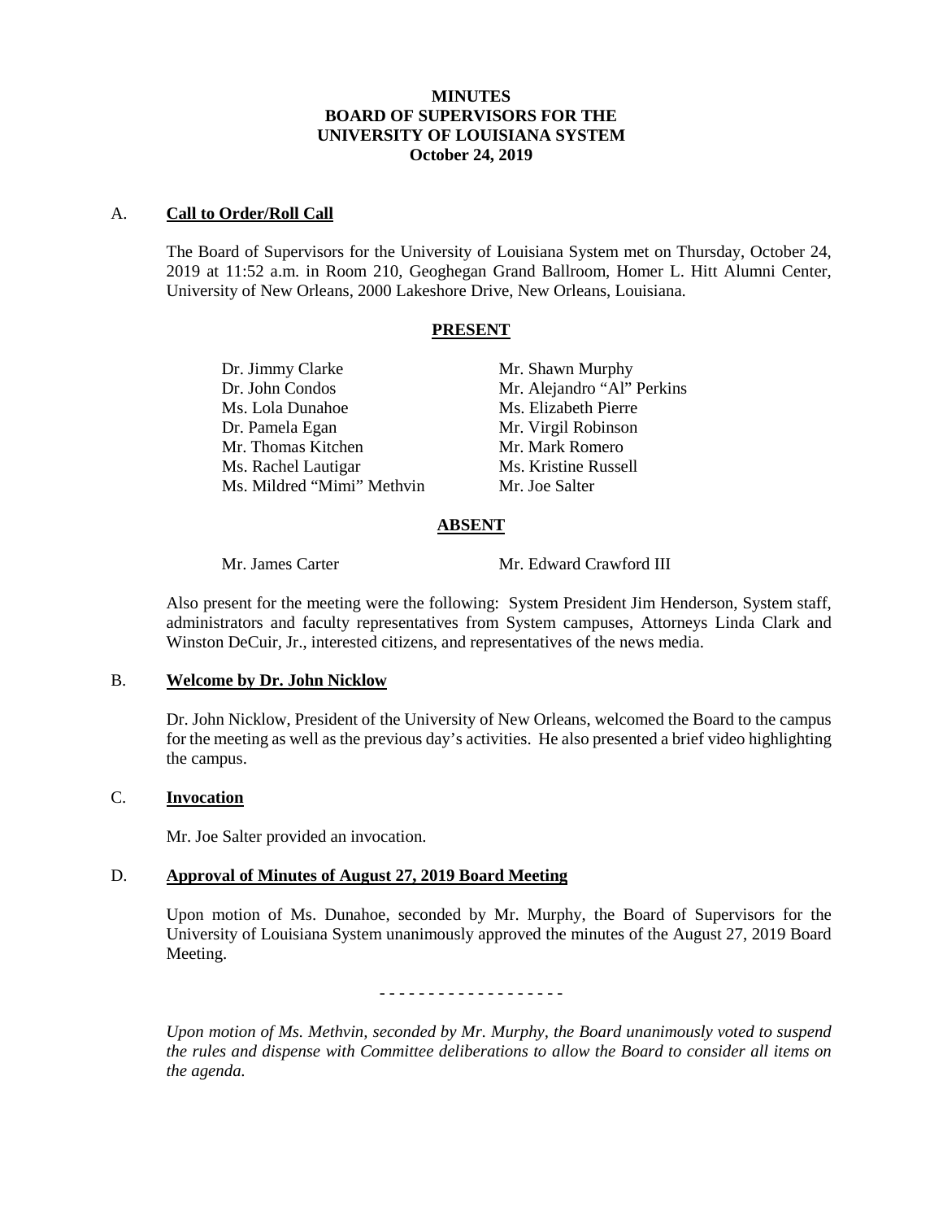# MINUTES
# BOARD OF SUPERVISORS FOR THE
# UNIVERSITY OF LOUISIANA SYSTEM
# October 24, 2019

## A. Call to Order/Roll Call

The Board of Supervisors for the University of Louisiana System met on Thursday, October 24, 2019 at 11:52 a.m. in Room 210, Geoghegan Grand Ballroom, Homer L. Hitt Alumni Center, University of New Orleans, 2000 Lakeshore Drive, New Orleans, Louisiana.

### PRESENT

Dr. Jimmy Clarke
Dr. John Condos
Ms. Lola Dunahoe
Dr. Pamela Egan
Mr. Thomas Kitchen
Ms. Rachel Lautigar
Ms. Mildred "Mimi" Methvin
Mr. Shawn Murphy
Mr. Alejandro "Al" Perkins
Ms. Elizabeth Pierre
Mr. Virgil Robinson
Mr. Mark Romero
Ms. Kristine Russell
Mr. Joe Salter

### ABSENT

Mr. James Carter
Mr. Edward Crawford III

Also present for the meeting were the following: System President Jim Henderson, System staff, administrators and faculty representatives from System campuses, Attorneys Linda Clark and Winston DeCuir, Jr., interested citizens, and representatives of the news media.

## B. Welcome by Dr. John Nicklow

Dr. John Nicklow, President of the University of New Orleans, welcomed the Board to the campus for the meeting as well as the previous day's activities. He also presented a brief video highlighting the campus.

## C. Invocation

Mr. Joe Salter provided an invocation.

## D. Approval of Minutes of August 27, 2019 Board Meeting

Upon motion of Ms. Dunahoe, seconded by Mr. Murphy, the Board of Supervisors for the University of Louisiana System unanimously approved the minutes of the August 27, 2019 Board Meeting.

\- - - - - - - - - - - - - - - - - -

*Upon motion of Ms. Methvin, seconded by Mr. Murphy, the Board unanimously voted to suspend the rules and dispense with Committee deliberations to allow the Board to consider all items on the agenda.*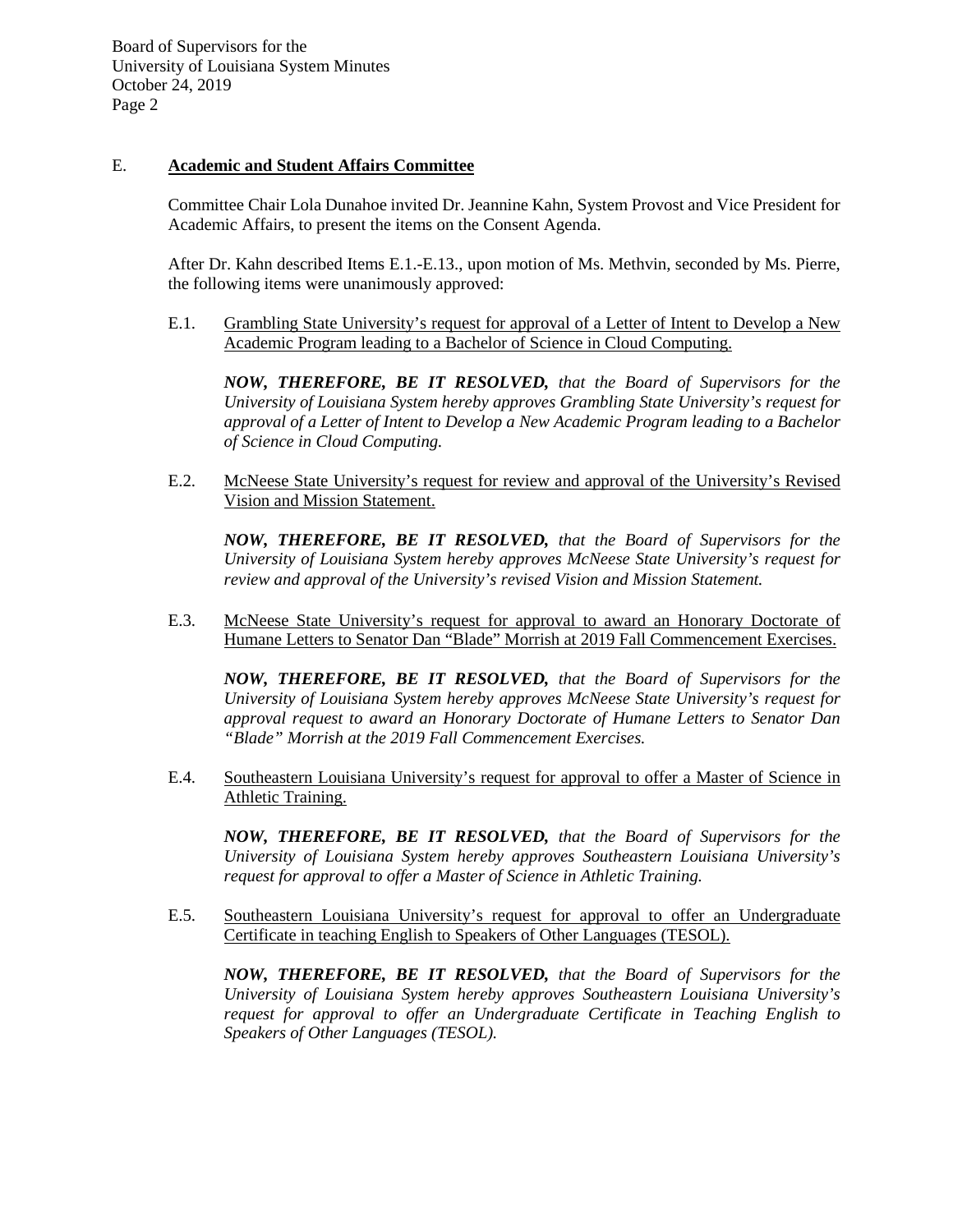## E. Academic and Student Affairs Committee

Committee Chair Lola Dunahoe invited Dr. Jeannine Kahn, System Provost and Vice President for Academic Affairs, to present the items on the Consent Agenda.

After Dr. Kahn described Items E.1.-E.13., upon motion of Ms. Methvin, seconded by Ms. Pierre, the following items were unanimously approved:

E.1. Grambling State University's request for approval of a Letter of Intent to Develop a New Academic Program leading to a Bachelor of Science in Cloud Computing.

***NOW, THEREFORE, BE IT RESOLVED,*** *that the Board of Supervisors for the University of Louisiana System hereby approves Grambling State University's request for approval of a Letter of Intent to Develop a New Academic Program leading to a Bachelor of Science in Cloud Computing.*

E.2. McNeese State University's request for review and approval of the University's Revised Vision and Mission Statement.

***NOW, THEREFORE, BE IT RESOLVED,*** *that the Board of Supervisors for the University of Louisiana System hereby approves McNeese State University's request for review and approval of the University's revised Vision and Mission Statement.*

E.3. McNeese State University's request for approval to award an Honorary Doctorate of Humane Letters to Senator Dan "Blade" Morrish at 2019 Fall Commencement Exercises.

***NOW, THEREFORE, BE IT RESOLVED,*** *that the Board of Supervisors for the University of Louisiana System hereby approves McNeese State University's request for approval request to award an Honorary Doctorate of Humane Letters to Senator Dan "Blade" Morrish at the 2019 Fall Commencement Exercises.*

E.4. Southeastern Louisiana University's request for approval to offer a Master of Science in Athletic Training.

***NOW, THEREFORE, BE IT RESOLVED,*** *that the Board of Supervisors for the University of Louisiana System hereby approves Southeastern Louisiana University's request for approval to offer a Master of Science in Athletic Training.*

E.5. Southeastern Louisiana University's request for approval to offer an Undergraduate Certificate in teaching English to Speakers of Other Languages (TESOL).

***NOW, THEREFORE, BE IT RESOLVED,*** *that the Board of Supervisors for the University of Louisiana System hereby approves Southeastern Louisiana University's request for approval to offer an Undergraduate Certificate in Teaching English to Speakers of Other Languages (TESOL).*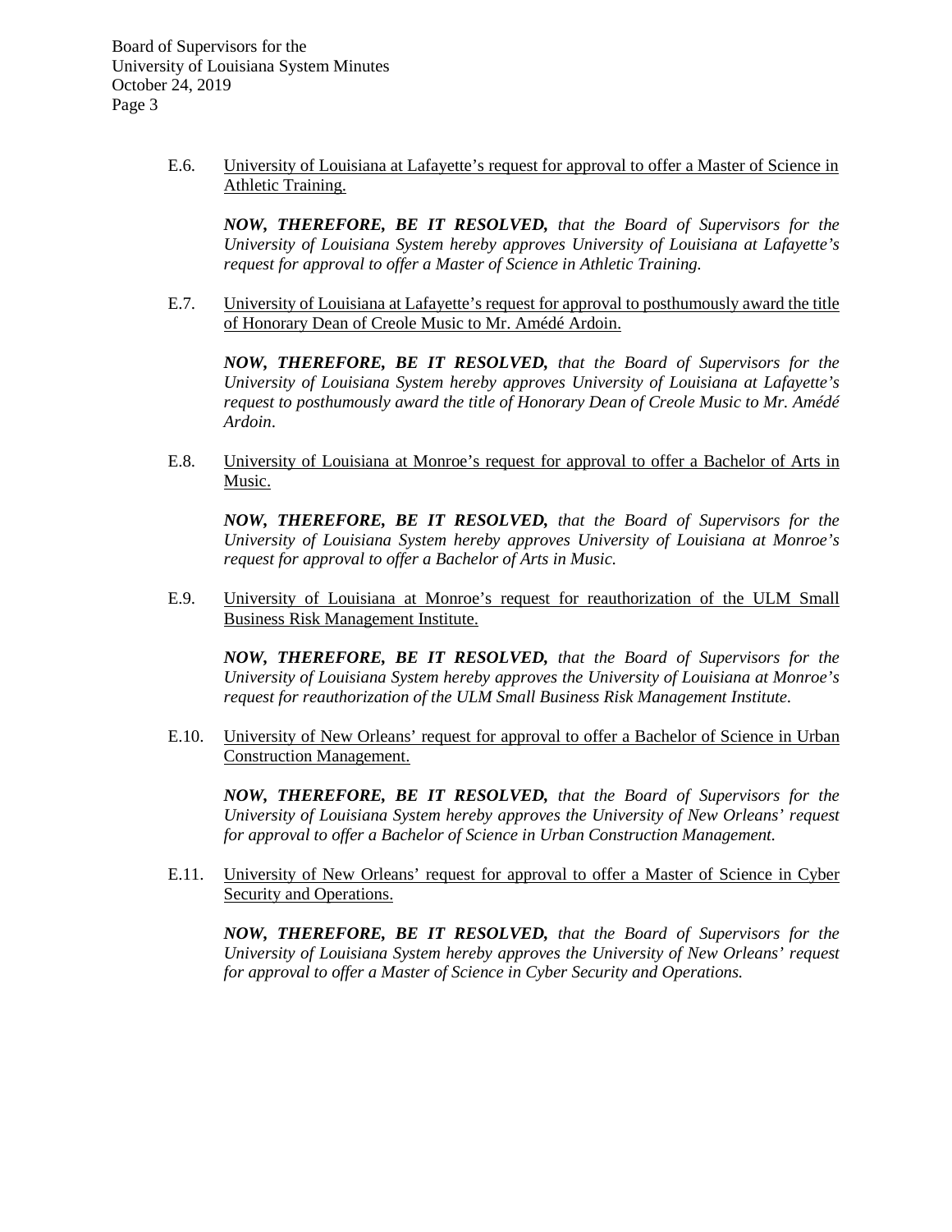E.6. University of Louisiana at Lafayette's request for approval to offer a Master of Science in Athletic Training.

***NOW, THEREFORE, BE IT RESOLVED,*** *that the Board of Supervisors for the University of Louisiana System hereby approves University of Louisiana at Lafayette's request for approval to offer a Master of Science in Athletic Training.*

E.7. University of Louisiana at Lafayette's request for approval to posthumously award the title of Honorary Dean of Creole Music to Mr. Amédé Ardoin.

***NOW, THEREFORE, BE IT RESOLVED,*** *that the Board of Supervisors for the University of Louisiana System hereby approves University of Louisiana at Lafayette's request to posthumously award the title of Honorary Dean of Creole Music to Mr. Amédé Ardoin.*

E.8. University of Louisiana at Monroe's request for approval to offer a Bachelor of Arts in Music.

***NOW, THEREFORE, BE IT RESOLVED,*** *that the Board of Supervisors for the University of Louisiana System hereby approves University of Louisiana at Monroe's request for approval to offer a Bachelor of Arts in Music.*

E.9. University of Louisiana at Monroe's request for reauthorization of the ULM Small Business Risk Management Institute.

***NOW, THEREFORE, BE IT RESOLVED,*** *that the Board of Supervisors for the University of Louisiana System hereby approves the University of Louisiana at Monroe's request for reauthorization of the ULM Small Business Risk Management Institute.*

E.10. University of New Orleans' request for approval to offer a Bachelor of Science in Urban Construction Management.

***NOW, THEREFORE, BE IT RESOLVED,*** *that the Board of Supervisors for the University of Louisiana System hereby approves the University of New Orleans' request for approval to offer a Bachelor of Science in Urban Construction Management.*

E.11. University of New Orleans' request for approval to offer a Master of Science in Cyber Security and Operations.

***NOW, THEREFORE, BE IT RESOLVED,*** *that the Board of Supervisors for the University of Louisiana System hereby approves the University of New Orleans' request for approval to offer a Master of Science in Cyber Security and Operations.*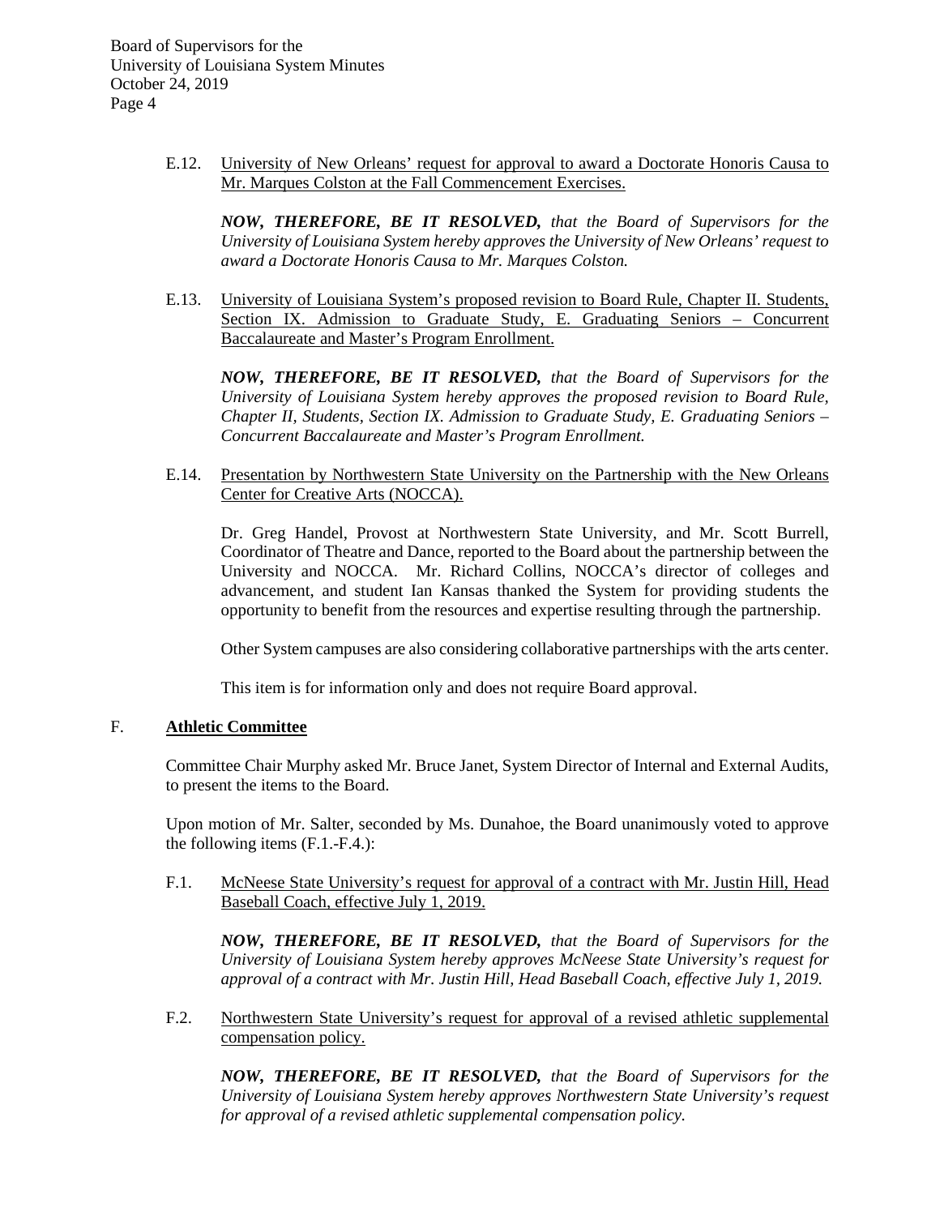E.12. University of New Orleans' request for approval to award a Doctorate Honoris Causa to Mr. Marques Colston at the Fall Commencement Exercises.

***NOW, THEREFORE, BE IT RESOLVED,*** *that the Board of Supervisors for the University of Louisiana System hereby approves the University of New Orleans' request to award a Doctorate Honoris Causa to Mr. Marques Colston.*

E.13. University of Louisiana System's proposed revision to Board Rule, Chapter II. Students, Section IX. Admission to Graduate Study, E. Graduating Seniors – Concurrent Baccalaureate and Master's Program Enrollment.

***NOW, THEREFORE, BE IT RESOLVED,*** *that the Board of Supervisors for the University of Louisiana System hereby approves the proposed revision to Board Rule, Chapter II, Students, Section IX. Admission to Graduate Study, E. Graduating Seniors – Concurrent Baccalaureate and Master's Program Enrollment.*

E.14. Presentation by Northwestern State University on the Partnership with the New Orleans Center for Creative Arts (NOCCA).

Dr. Greg Handel, Provost at Northwestern State University, and Mr. Scott Burrell, Coordinator of Theatre and Dance, reported to the Board about the partnership between the University and NOCCA. Mr. Richard Collins, NOCCA's director of colleges and advancement, and student Ian Kansas thanked the System for providing students the opportunity to benefit from the resources and expertise resulting through the partnership.

Other System campuses are also considering collaborative partnerships with the arts center.

This item is for information only and does not require Board approval.

## F. Athletic Committee

Committee Chair Murphy asked Mr. Bruce Janet, System Director of Internal and External Audits, to present the items to the Board.

Upon motion of Mr. Salter, seconded by Ms. Dunahoe, the Board unanimously voted to approve the following items (F.1.-F.4.):

F.1. McNeese State University's request for approval of a contract with Mr. Justin Hill, Head Baseball Coach, effective July 1, 2019.

***NOW, THEREFORE, BE IT RESOLVED,*** *that the Board of Supervisors for the University of Louisiana System hereby approves McNeese State University's request for approval of a contract with Mr. Justin Hill, Head Baseball Coach, effective July 1, 2019.*

F.2. Northwestern State University's request for approval of a revised athletic supplemental compensation policy.

***NOW, THEREFORE, BE IT RESOLVED,*** *that the Board of Supervisors for the University of Louisiana System hereby approves Northwestern State University's request for approval of a revised athletic supplemental compensation policy.*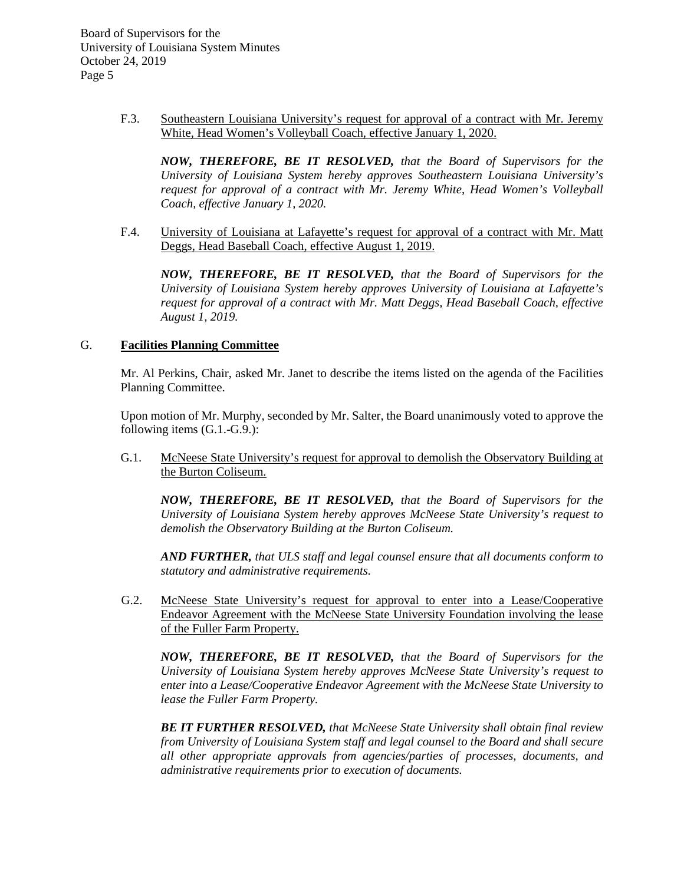F.3. Southeastern Louisiana University's request for approval of a contract with Mr. Jeremy White, Head Women's Volleyball Coach, effective January 1, 2020.

***NOW, THEREFORE, BE IT RESOLVED,*** *that the Board of Supervisors for the University of Louisiana System hereby approves Southeastern Louisiana University's request for approval of a contract with Mr. Jeremy White, Head Women's Volleyball Coach, effective January 1, 2020.*

F.4. University of Louisiana at Lafayette's request for approval of a contract with Mr. Matt Deggs, Head Baseball Coach, effective August 1, 2019.

***NOW, THEREFORE, BE IT RESOLVED,*** *that the Board of Supervisors for the University of Louisiana System hereby approves University of Louisiana at Lafayette's request for approval of a contract with Mr. Matt Deggs, Head Baseball Coach, effective August 1, 2019.*

## G. Facilities Planning Committee

Mr. Al Perkins, Chair, asked Mr. Janet to describe the items listed on the agenda of the Facilities Planning Committee.

Upon motion of Mr. Murphy, seconded by Mr. Salter, the Board unanimously voted to approve the following items (G.1.-G.9.):

G.1. McNeese State University's request for approval to demolish the Observatory Building at the Burton Coliseum.

***NOW, THEREFORE, BE IT RESOLVED,*** *that the Board of Supervisors for the University of Louisiana System hereby approves McNeese State University's request to demolish the Observatory Building at the Burton Coliseum.*

***AND FURTHER,*** *that ULS staff and legal counsel ensure that all documents conform to statutory and administrative requirements.*

G.2. McNeese State University's request for approval to enter into a Lease/Cooperative Endeavor Agreement with the McNeese State University Foundation involving the lease of the Fuller Farm Property.

***NOW, THEREFORE, BE IT RESOLVED,*** *that the Board of Supervisors for the University of Louisiana System hereby approves McNeese State University's request to enter into a Lease/Cooperative Endeavor Agreement with the McNeese State University to lease the Fuller Farm Property.*

***BE IT FURTHER RESOLVED,*** *that McNeese State University shall obtain final review from University of Louisiana System staff and legal counsel to the Board and shall secure all other appropriate approvals from agencies/parties of processes, documents, and administrative requirements prior to execution of documents.*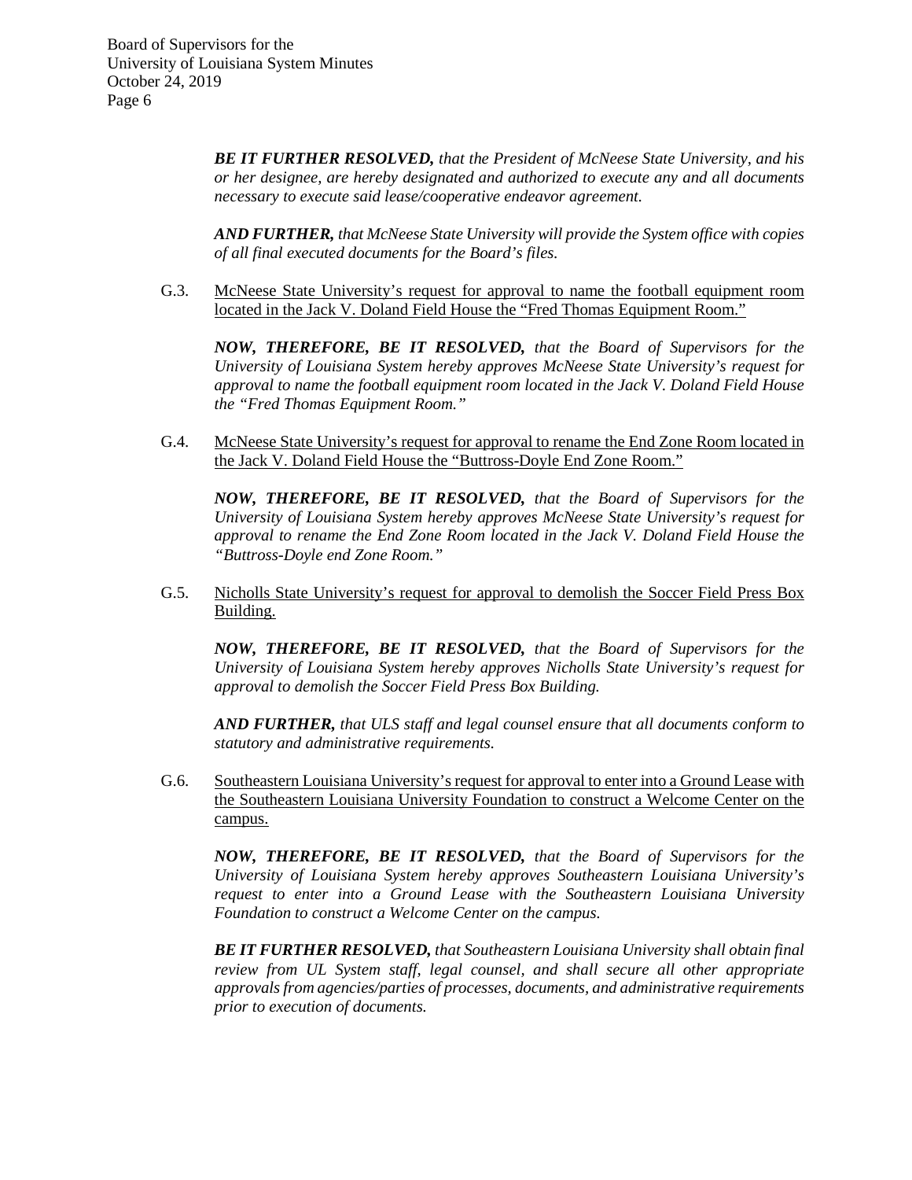***BE IT FURTHER RESOLVED,*** *that the President of McNeese State University, and his or her designee, are hereby designated and authorized to execute any and all documents necessary to execute said lease/cooperative endeavor agreement.*

***AND FURTHER,*** *that McNeese State University will provide the System office with copies of all final executed documents for the Board's files.*

G.3. McNeese State University's request for approval to name the football equipment room located in the Jack V. Doland Field House the "Fred Thomas Equipment Room."

***NOW, THEREFORE, BE IT RESOLVED,*** *that the Board of Supervisors for the University of Louisiana System hereby approves McNeese State University's request for approval to name the football equipment room located in the Jack V. Doland Field House the "Fred Thomas Equipment Room."*

G.4. McNeese State University's request for approval to rename the End Zone Room located in the Jack V. Doland Field House the "Buttross-Doyle End Zone Room."

***NOW, THEREFORE, BE IT RESOLVED,*** *that the Board of Supervisors for the University of Louisiana System hereby approves McNeese State University's request for approval to rename the End Zone Room located in the Jack V. Doland Field House the "Buttross-Doyle end Zone Room."*

G.5. Nicholls State University's request for approval to demolish the Soccer Field Press Box Building.

***NOW, THEREFORE, BE IT RESOLVED,*** *that the Board of Supervisors for the University of Louisiana System hereby approves Nicholls State University's request for approval to demolish the Soccer Field Press Box Building.*

***AND FURTHER,*** *that ULS staff and legal counsel ensure that all documents conform to statutory and administrative requirements.*

G.6. Southeastern Louisiana University's request for approval to enter into a Ground Lease with the Southeastern Louisiana University Foundation to construct a Welcome Center on the campus.

***NOW, THEREFORE, BE IT RESOLVED,*** *that the Board of Supervisors for the University of Louisiana System hereby approves Southeastern Louisiana University's request to enter into a Ground Lease with the Southeastern Louisiana University Foundation to construct a Welcome Center on the campus.*

***BE IT FURTHER RESOLVED,*** *that Southeastern Louisiana University shall obtain final review from UL System staff, legal counsel, and shall secure all other appropriate approvals from agencies/parties of processes, documents, and administrative requirements prior to execution of documents.*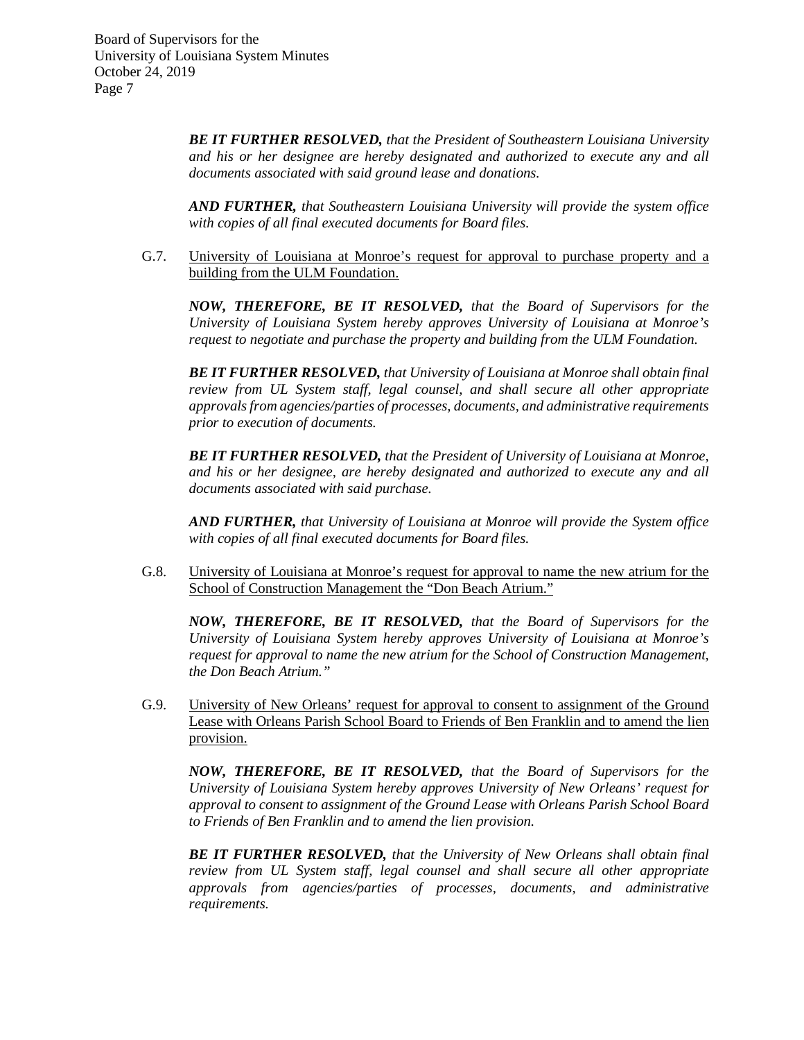***BE IT FURTHER RESOLVED,*** *that the President of Southeastern Louisiana University and his or her designee are hereby designated and authorized to execute any and all documents associated with said ground lease and donations.*

***AND FURTHER,*** *that Southeastern Louisiana University will provide the system office with copies of all final executed documents for Board files.*

G.7. University of Louisiana at Monroe's request for approval to purchase property and a building from the ULM Foundation.

***NOW, THEREFORE, BE IT RESOLVED,*** *that the Board of Supervisors for the University of Louisiana System hereby approves University of Louisiana at Monroe's request to negotiate and purchase the property and building from the ULM Foundation.*

***BE IT FURTHER RESOLVED,*** *that University of Louisiana at Monroe shall obtain final review from UL System staff, legal counsel, and shall secure all other appropriate approvals from agencies/parties of processes, documents, and administrative requirements prior to execution of documents.*

***BE IT FURTHER RESOLVED,*** *that the President of University of Louisiana at Monroe, and his or her designee, are hereby designated and authorized to execute any and all documents associated with said purchase.*

***AND FURTHER,*** *that University of Louisiana at Monroe will provide the System office with copies of all final executed documents for Board files.*

G.8. University of Louisiana at Monroe's request for approval to name the new atrium for the School of Construction Management the "Don Beach Atrium."

***NOW, THEREFORE, BE IT RESOLVED,*** *that the Board of Supervisors for the University of Louisiana System hereby approves University of Louisiana at Monroe's request for approval to name the new atrium for the School of Construction Management, the Don Beach Atrium."*

G.9. University of New Orleans' request for approval to consent to assignment of the Ground Lease with Orleans Parish School Board to Friends of Ben Franklin and to amend the lien provision.

***NOW, THEREFORE, BE IT RESOLVED,*** *that the Board of Supervisors for the University of Louisiana System hereby approves University of New Orleans' request for approval to consent to assignment of the Ground Lease with Orleans Parish School Board to Friends of Ben Franklin and to amend the lien provision.*

***BE IT FURTHER RESOLVED,*** *that the University of New Orleans shall obtain final review from UL System staff, legal counsel and shall secure all other appropriate approvals from agencies/parties of processes, documents, and administrative requirements.*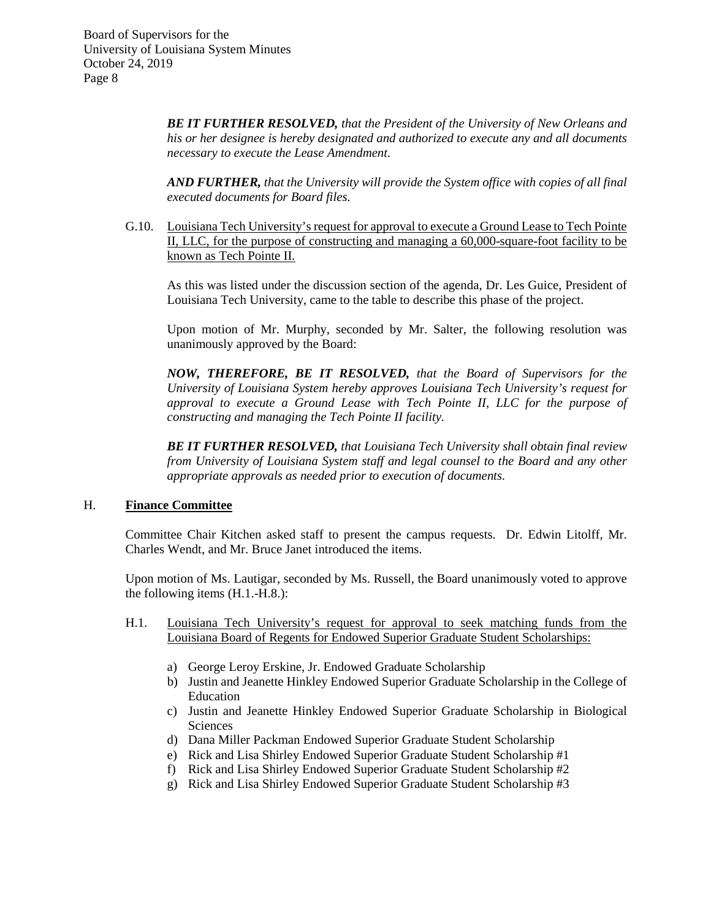***BE IT FURTHER RESOLVED,*** *that the President of the University of New Orleans and his or her designee is hereby designated and authorized to execute any and all documents necessary to execute the Lease Amendment.*

***AND FURTHER,*** *that the University will provide the System office with copies of all final executed documents for Board files.*

G.10. Louisiana Tech University's request for approval to execute a Ground Lease to Tech Pointe II, LLC, for the purpose of constructing and managing a 60,000-square-foot facility to be known as Tech Pointe II.

As this was listed under the discussion section of the agenda, Dr. Les Guice, President of Louisiana Tech University, came to the table to describe this phase of the project.

Upon motion of Mr. Murphy, seconded by Mr. Salter, the following resolution was unanimously approved by the Board:

***NOW, THEREFORE, BE IT RESOLVED,*** *that the Board of Supervisors for the University of Louisiana System hereby approves Louisiana Tech University's request for approval to execute a Ground Lease with Tech Pointe II, LLC for the purpose of constructing and managing the Tech Pointe II facility.*

***BE IT FURTHER RESOLVED,*** *that Louisiana Tech University shall obtain final review from University of Louisiana System staff and legal counsel to the Board and any other appropriate approvals as needed prior to execution of documents.*

## H. **Finance Committee**

Committee Chair Kitchen asked staff to present the campus requests. Dr. Edwin Litolff, Mr. Charles Wendt, and Mr. Bruce Janet introduced the items.

Upon motion of Ms. Lautigar, seconded by Ms. Russell, the Board unanimously voted to approve the following items (H.1.-H.8.):

H.1. Louisiana Tech University's request for approval to seek matching funds from the Louisiana Board of Regents for Endowed Superior Graduate Student Scholarships:

a) George Leroy Erskine, Jr. Endowed Graduate Scholarship
b) Justin and Jeanette Hinkley Endowed Superior Graduate Scholarship in the College of Education
c) Justin and Jeanette Hinkley Endowed Superior Graduate Scholarship in Biological Sciences
d) Dana Miller Packman Endowed Superior Graduate Student Scholarship
e) Rick and Lisa Shirley Endowed Superior Graduate Student Scholarship #1
f) Rick and Lisa Shirley Endowed Superior Graduate Student Scholarship #2
g) Rick and Lisa Shirley Endowed Superior Graduate Student Scholarship #3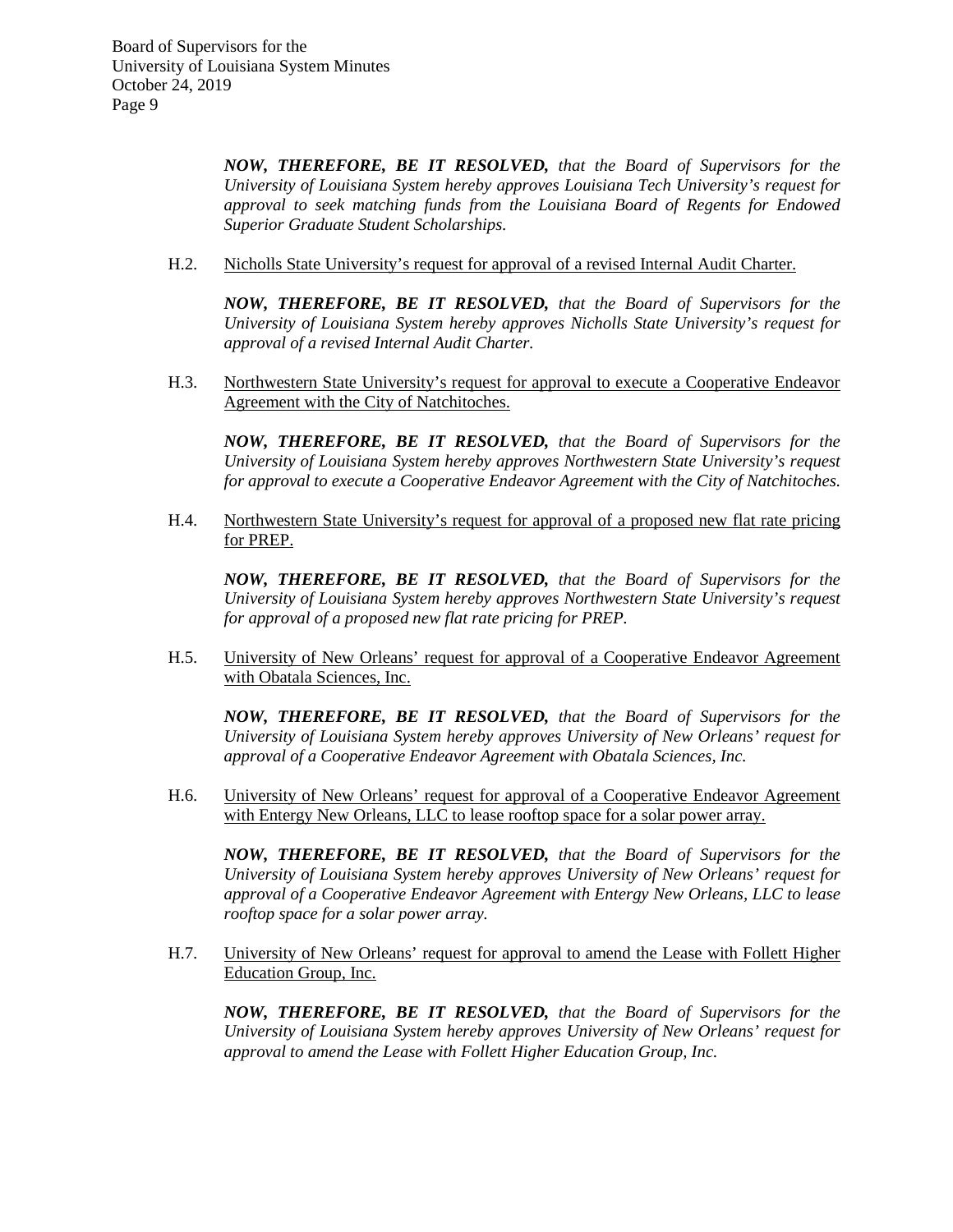***NOW, THEREFORE, BE IT RESOLVED,*** *that the Board of Supervisors for the University of Louisiana System hereby approves Louisiana Tech University's request for approval to seek matching funds from the Louisiana Board of Regents for Endowed Superior Graduate Student Scholarships.*

H.2. <u>Nicholls State University's request for approval of a revised Internal Audit Charter.</u>

***NOW, THEREFORE, BE IT RESOLVED,*** *that the Board of Supervisors for the University of Louisiana System hereby approves Nicholls State University's request for approval of a revised Internal Audit Charter.*

H.3. <u>Northwestern State University's request for approval to execute a Cooperative Endeavor Agreement with the City of Natchitoches.</u>

***NOW, THEREFORE, BE IT RESOLVED,*** *that the Board of Supervisors for the University of Louisiana System hereby approves Northwestern State University's request for approval to execute a Cooperative Endeavor Agreement with the City of Natchitoches.*

H.4. <u>Northwestern State University's request for approval of a proposed new flat rate pricing for PREP.</u>

***NOW, THEREFORE, BE IT RESOLVED,*** *that the Board of Supervisors for the University of Louisiana System hereby approves Northwestern State University's request for approval of a proposed new flat rate pricing for PREP.*

H.5. <u>University of New Orleans' request for approval of a Cooperative Endeavor Agreement with Obatala Sciences, Inc.</u>

***NOW, THEREFORE, BE IT RESOLVED,*** *that the Board of Supervisors for the University of Louisiana System hereby approves University of New Orleans' request for approval of a Cooperative Endeavor Agreement with Obatala Sciences, Inc.*

H.6. <u>University of New Orleans' request for approval of a Cooperative Endeavor Agreement with Entergy New Orleans, LLC to lease rooftop space for a solar power array.</u>

***NOW, THEREFORE, BE IT RESOLVED,*** *that the Board of Supervisors for the University of Louisiana System hereby approves University of New Orleans' request for approval of a Cooperative Endeavor Agreement with Entergy New Orleans, LLC to lease rooftop space for a solar power array.*

H.7. <u>University of New Orleans' request for approval to amend the Lease with Follett Higher Education Group, Inc.</u>

***NOW, THEREFORE, BE IT RESOLVED,*** *that the Board of Supervisors for the University of Louisiana System hereby approves University of New Orleans' request for approval to amend the Lease with Follett Higher Education Group, Inc.*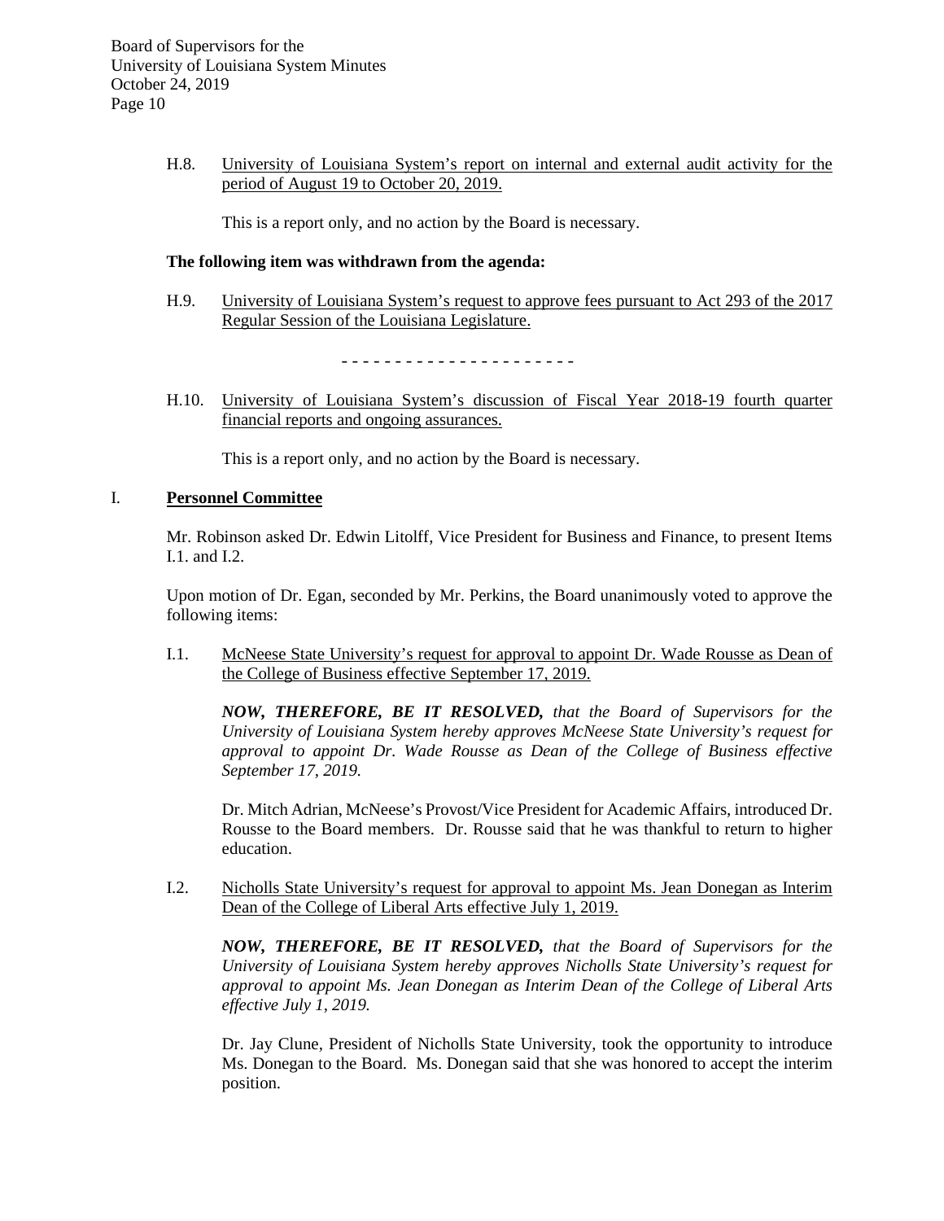H.8. University of Louisiana System's report on internal and external audit activity for the period of August 19 to October 20, 2019.

This is a report only, and no action by the Board is necessary.

**The following item was withdrawn from the agenda:**

H.9. University of Louisiana System's request to approve fees pursuant to Act 293 of the 2017 Regular Session of the Louisiana Legislature.

- - - - - - - - - - - - - - - - - - - - -

H.10. University of Louisiana System's discussion of Fiscal Year 2018-19 fourth quarter financial reports and ongoing assurances.

This is a report only, and no action by the Board is necessary.

## I. **Personnel Committee**

Mr. Robinson asked Dr. Edwin Litolff, Vice President for Business and Finance, to present Items I.1. and I.2.

Upon motion of Dr. Egan, seconded by Mr. Perkins, the Board unanimously voted to approve the following items:

I.1. McNeese State University's request for approval to appoint Dr. Wade Rousse as Dean of the College of Business effective September 17, 2019.

***NOW, THEREFORE, BE IT RESOLVED,*** *that the Board of Supervisors for the University of Louisiana System hereby approves McNeese State University's request for approval to appoint Dr. Wade Rousse as Dean of the College of Business effective September 17, 2019.*

Dr. Mitch Adrian, McNeese's Provost/Vice President for Academic Affairs, introduced Dr. Rousse to the Board members. Dr. Rousse said that he was thankful to return to higher education.

I.2. Nicholls State University's request for approval to appoint Ms. Jean Donegan as Interim Dean of the College of Liberal Arts effective July 1, 2019.

***NOW, THEREFORE, BE IT RESOLVED,*** *that the Board of Supervisors for the University of Louisiana System hereby approves Nicholls State University's request for approval to appoint Ms. Jean Donegan as Interim Dean of the College of Liberal Arts effective July 1, 2019.*

Dr. Jay Clune, President of Nicholls State University, took the opportunity to introduce Ms. Donegan to the Board. Ms. Donegan said that she was honored to accept the interim position.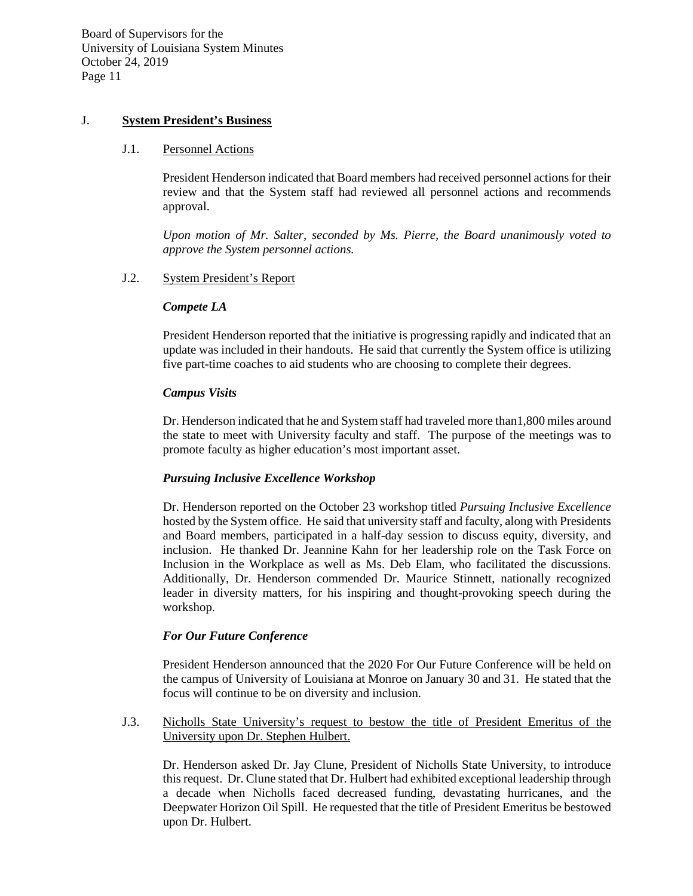## J. **System President's Business**

### J.1. Personnel Actions

President Henderson indicated that Board members had received personnel actions for their review and that the System staff had reviewed all personnel actions and recommends approval.

*Upon motion of Mr. Salter, seconded by Ms. Pierre, the Board unanimously voted to approve the System personnel actions.*

### J.2. System President's Report

***Compete LA***

President Henderson reported that the initiative is progressing rapidly and indicated that an update was included in their handouts. He said that currently the System office is utilizing five part-time coaches to aid students who are choosing to complete their degrees.

***Campus Visits***

Dr. Henderson indicated that he and System staff had traveled more than1,800 miles around the state to meet with University faculty and staff. The purpose of the meetings was to promote faculty as higher education's most important asset.

***Pursuing Inclusive Excellence Workshop***

Dr. Henderson reported on the October 23 workshop titled *Pursuing Inclusive Excellence* hosted by the System office. He said that university staff and faculty, along with Presidents and Board members, participated in a half-day session to discuss equity, diversity, and inclusion. He thanked Dr. Jeannine Kahn for her leadership role on the Task Force on Inclusion in the Workplace as well as Ms. Deb Elam, who facilitated the discussions. Additionally, Dr. Henderson commended Dr. Maurice Stinnett, nationally recognized leader in diversity matters, for his inspiring and thought-provoking speech during the workshop.

***For Our Future Conference***

President Henderson announced that the 2020 For Our Future Conference will be held on the campus of University of Louisiana at Monroe on January 30 and 31. He stated that the focus will continue to be on diversity and inclusion.

### J.3. Nicholls State University's request to bestow the title of President Emeritus of the University upon Dr. Stephen Hulbert.

Dr. Henderson asked Dr. Jay Clune, President of Nicholls State University, to introduce this request. Dr. Clune stated that Dr. Hulbert had exhibited exceptional leadership through a decade when Nicholls faced decreased funding, devastating hurricanes, and the Deepwater Horizon Oil Spill. He requested that the title of President Emeritus be bestowed upon Dr. Hulbert.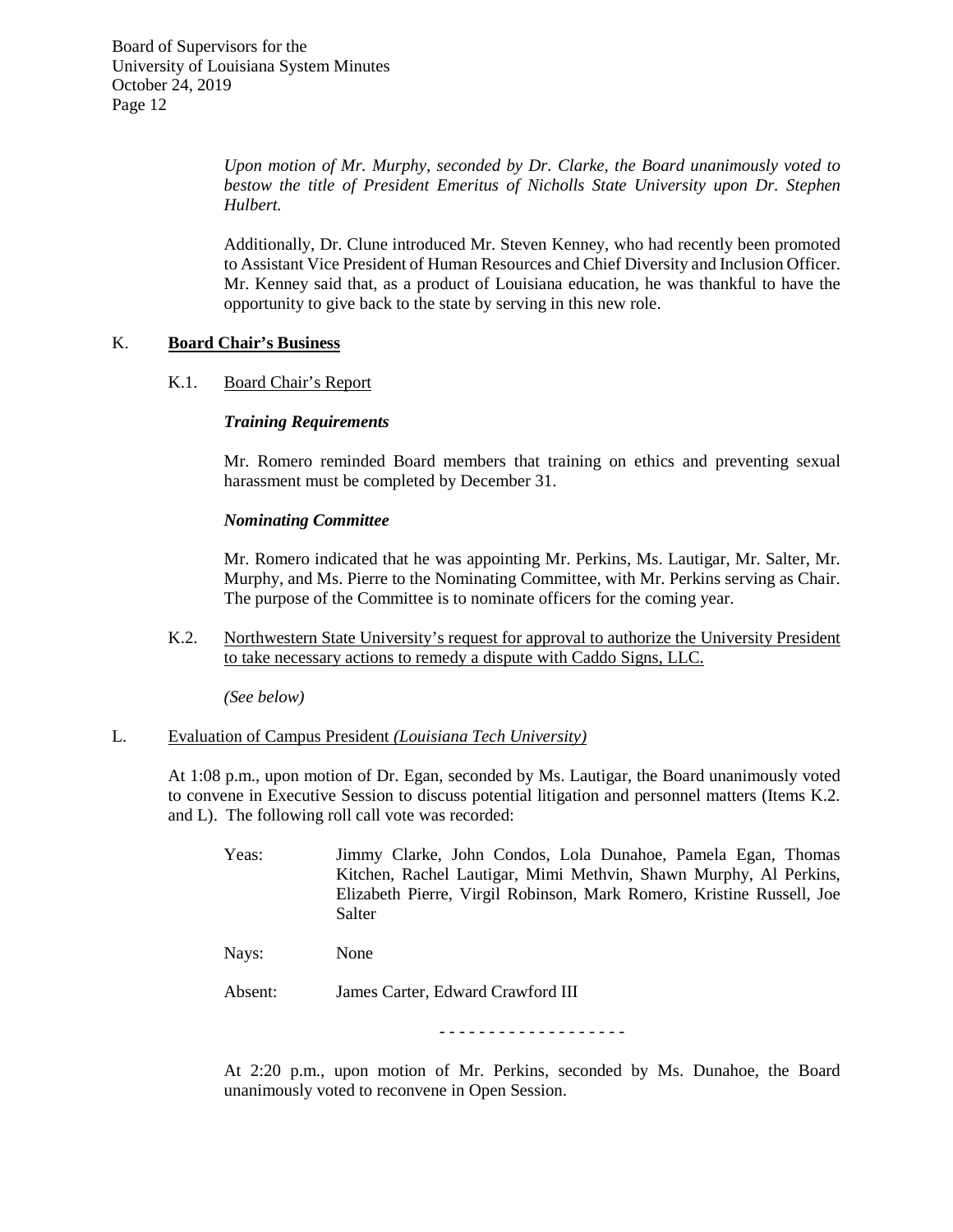*Upon motion of Mr. Murphy, seconded by Dr. Clarke, the Board unanimously voted to bestow the title of President Emeritus of Nicholls State University upon Dr. Stephen Hulbert.*

Additionally, Dr. Clune introduced Mr. Steven Kenney, who had recently been promoted to Assistant Vice President of Human Resources and Chief Diversity and Inclusion Officer. Mr. Kenney said that, as a product of Louisiana education, he was thankful to have the opportunity to give back to the state by serving in this new role.

## K. **Board Chair's Business**

### K.1. Board Chair's Report

***Training Requirements***

Mr. Romero reminded Board members that training on ethics and preventing sexual harassment must be completed by December 31.

***Nominating Committee***

Mr. Romero indicated that he was appointing Mr. Perkins, Ms. Lautigar, Mr. Salter, Mr. Murphy, and Ms. Pierre to the Nominating Committee, with Mr. Perkins serving as Chair. The purpose of the Committee is to nominate officers for the coming year.

### K.2. Northwestern State University's request for approval to authorize the University President to take necessary actions to remedy a dispute with Caddo Signs, LLC.

*(See below)*

## L. Evaluation of Campus President *(Louisiana Tech University)*

At 1:08 p.m., upon motion of Dr. Egan, seconded by Ms. Lautigar, the Board unanimously voted to convene in Executive Session to discuss potential litigation and personnel matters (Items K.2. and L). The following roll call vote was recorded:

Yeas: Jimmy Clarke, John Condos, Lola Dunahoe, Pamela Egan, Thomas Kitchen, Rachel Lautigar, Mimi Methvin, Shawn Murphy, Al Perkins, Elizabeth Pierre, Virgil Robinson, Mark Romero, Kristine Russell, Joe Salter

Nays: None

Absent: James Carter, Edward Crawford III

- - - - - - - - - - - - - - - - - - -

At 2:20 p.m., upon motion of Mr. Perkins, seconded by Ms. Dunahoe, the Board unanimously voted to reconvene in Open Session.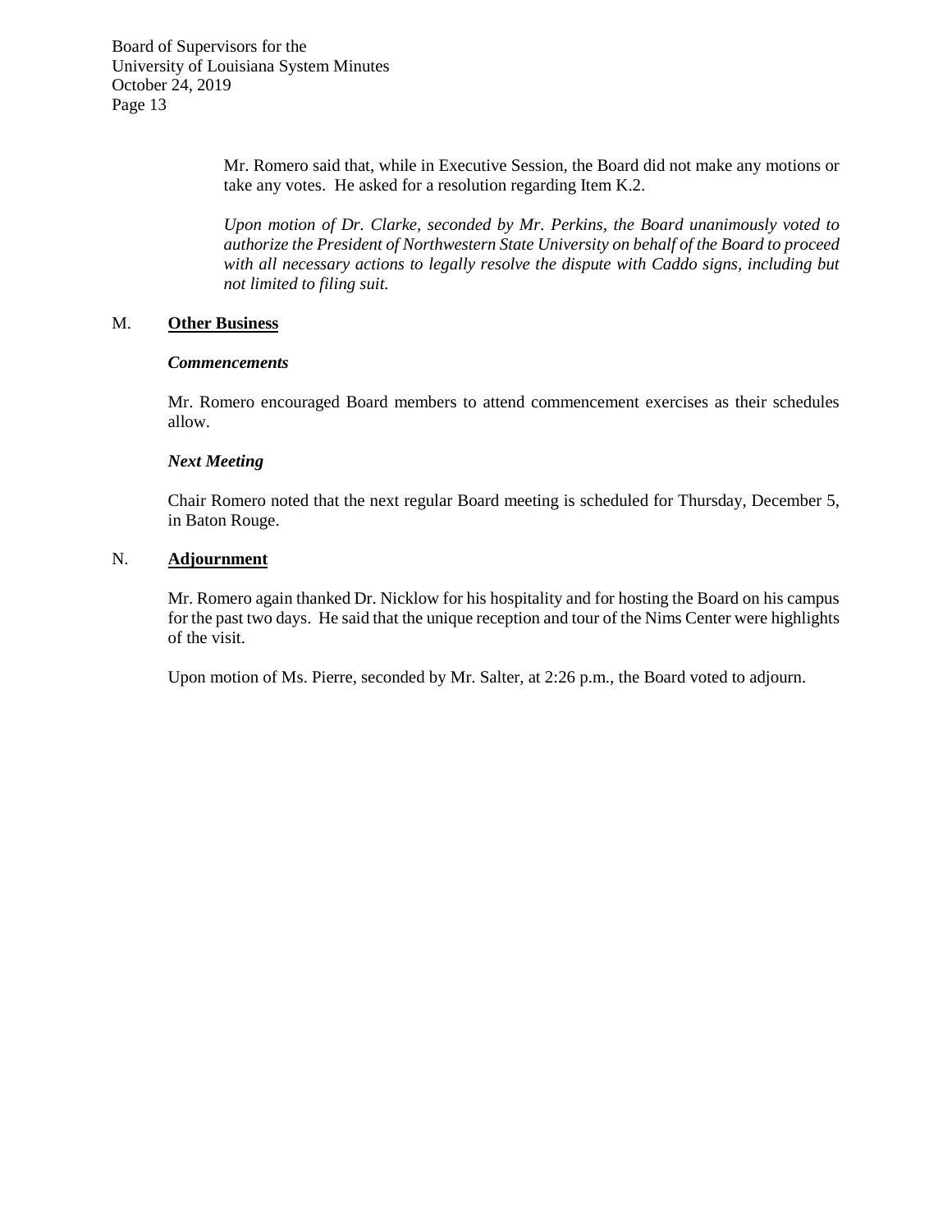Mr. Romero said that, while in Executive Session, the Board did not make any motions or take any votes. He asked for a resolution regarding Item K.2.

*Upon motion of Dr. Clarke, seconded by Mr. Perkins, the Board unanimously voted to authorize the President of Northwestern State University on behalf of the Board to proceed with all necessary actions to legally resolve the dispute with Caddo signs, including but not limited to filing suit.*

## M. **Other Business**

***Commencements***

Mr. Romero encouraged Board members to attend commencement exercises as their schedules allow.

***Next Meeting***

Chair Romero noted that the next regular Board meeting is scheduled for Thursday, December 5, in Baton Rouge.

## N. **Adjournment**

Mr. Romero again thanked Dr. Nicklow for his hospitality and for hosting the Board on his campus for the past two days. He said that the unique reception and tour of the Nims Center were highlights of the visit.

Upon motion of Ms. Pierre, seconded by Mr. Salter, at 2:26 p.m., the Board voted to adjourn.